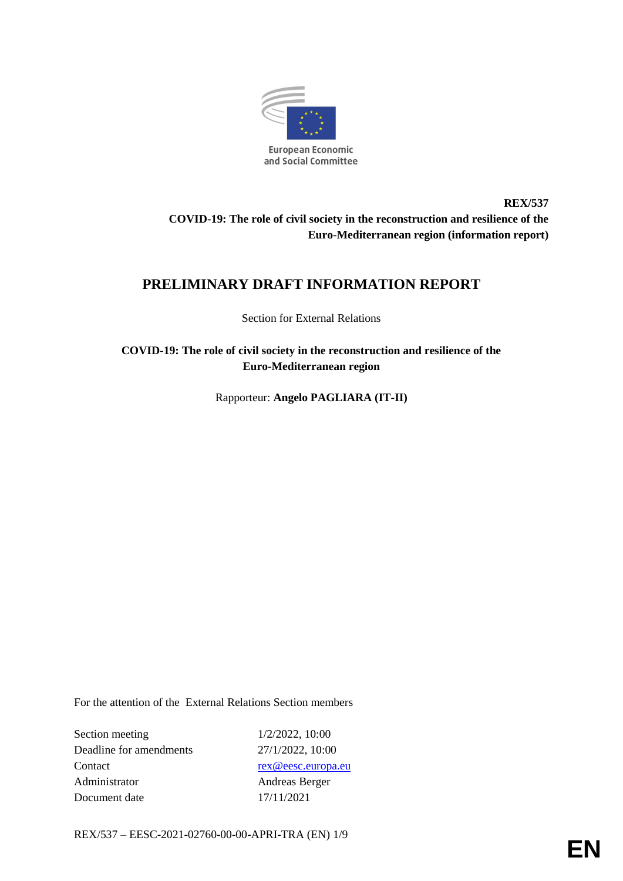European Economic and Social Committee

**REX/537**
**COVID-19: The role of civil society in the reconstruction and resilience of the Euro-Mediterranean region (information report)**

# PRELIMINARY DRAFT INFORMATION REPORT

Section for External Relations

**COVID-19: The role of civil society in the reconstruction and resilience of the Euro-Mediterranean region**

Rapporteur: **Angelo PAGLIARA (IT-II)**

For the attention of the External Relations Section members

| | |
|---|---|
| Section meeting | 1/2/2022, 10:00 |
| Deadline for amendments | 27/1/2022, 10:00 |
| Contact | rex@eesc.europa.eu |
| Administrator | Andreas Berger |
| Document date | 17/11/2021 |

REX/537 – EESC-2021-02760-00-00-APRI-TRA (EN)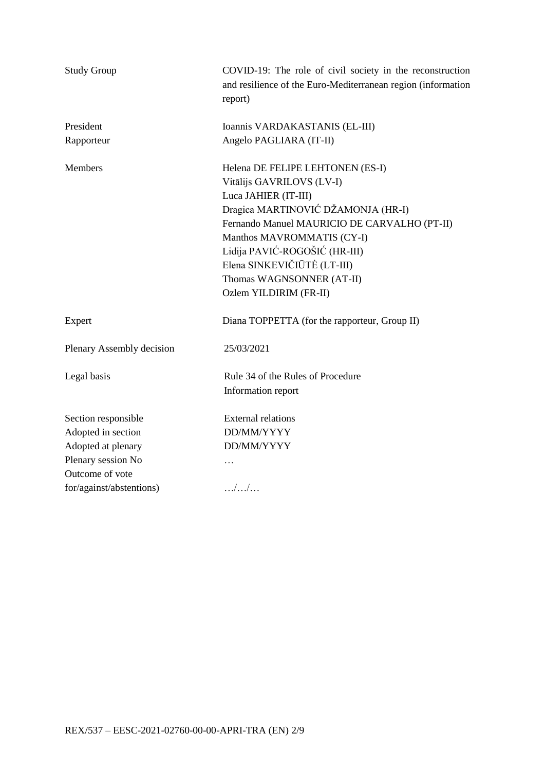| | |
|---|---|
| Study Group | COVID-19: The role of civil society in the reconstruction and resilience of the Euro-Mediterranean region (information report) |
| President | Ioannis VARDAKASTANIS (EL-III) |
| Rapporteur | Angelo PAGLIARA (IT-II) |
| Members | Helena DE FELIPE LEHTONEN (ES-I)<br>Vitālijs GAVRILOVS (LV-I)<br>Luca JAHIER (IT-III)<br>Dragica MARTINOVIĆ DŽAMONJA (HR-I)<br>Fernando Manuel MAURICIO DE CARVALHO (PT-II)<br>Manthos MAVROMMATIS (CY-I)<br>Lidija PAVIĆ-ROGOŠIĆ (HR-III)<br>Elena SINKEVIČIŪTĖ (LT-III)<br>Thomas WAGNSONNER (AT-II)<br>Ozlem YILDIRIM (FR-II) |
| Expert | Diana TOPPETTA (for the rapporteur, Group II) |
| Plenary Assembly decision | 25/03/2021 |
| Legal basis | Rule 34 of the Rules of Procedure<br>Information report |
| Section responsible | External relations |
| Adopted in section | DD/MM/YYYY |
| Adopted at plenary | DD/MM/YYYY |
| Plenary session No | … |
| Outcome of vote<br>for/against/abstentions) | …/…/… |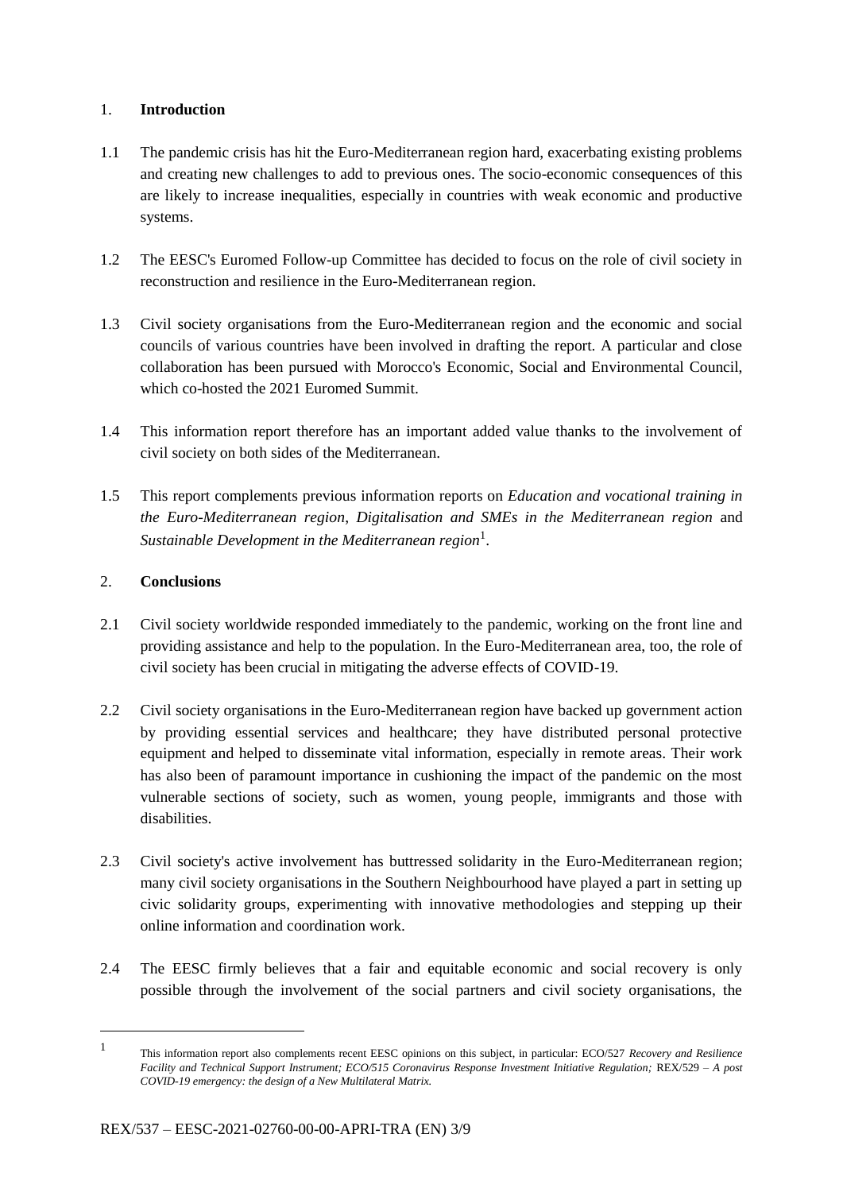## 1. **Introduction**

1.1 The pandemic crisis has hit the Euro-Mediterranean region hard, exacerbating existing problems and creating new challenges to add to previous ones. The socio-economic consequences of this are likely to increase inequalities, especially in countries with weak economic and productive systems.

1.2 The EESC's Euromed Follow-up Committee has decided to focus on the role of civil society in reconstruction and resilience in the Euro-Mediterranean region.

1.3 Civil society organisations from the Euro-Mediterranean region and the economic and social councils of various countries have been involved in drafting the report. A particular and close collaboration has been pursued with Morocco's Economic, Social and Environmental Council, which co-hosted the 2021 Euromed Summit.

1.4 This information report therefore has an important added value thanks to the involvement of civil society on both sides of the Mediterranean.

1.5 This report complements previous information reports on *Education and vocational training in the Euro-Mediterranean region*, *Digitalisation and SMEs in the Mediterranean region* and *Sustainable Development in the Mediterranean region*[1].

## 2. **Conclusions**

2.1 Civil society worldwide responded immediately to the pandemic, working on the front line and providing assistance and help to the population. In the Euro-Mediterranean area, too, the role of civil society has been crucial in mitigating the adverse effects of COVID-19.

2.2 Civil society organisations in the Euro-Mediterranean region have backed up government action by providing essential services and healthcare; they have distributed personal protective equipment and helped to disseminate vital information, especially in remote areas. Their work has also been of paramount importance in cushioning the impact of the pandemic on the most vulnerable sections of society, such as women, young people, immigrants and those with disabilities.

2.3 Civil society's active involvement has buttressed solidarity in the Euro-Mediterranean region; many civil society organisations in the Southern Neighbourhood have played a part in setting up civic solidarity groups, experimenting with innovative methodologies and stepping up their online information and coordination work.

2.4 The EESC firmly believes that a fair and equitable economic and social recovery is only possible through the involvement of the social partners and civil society organisations, the

---

[1] This information report also complements recent EESC opinions on this subject, in particular: ECO/527 *Recovery and Resilience Facility and Technical Support Instrument; ECO/515 Coronavirus Response Investment Initiative Regulation;* REX/529 – *A post COVID-19 emergency: the design of a New Multilateral Matrix.*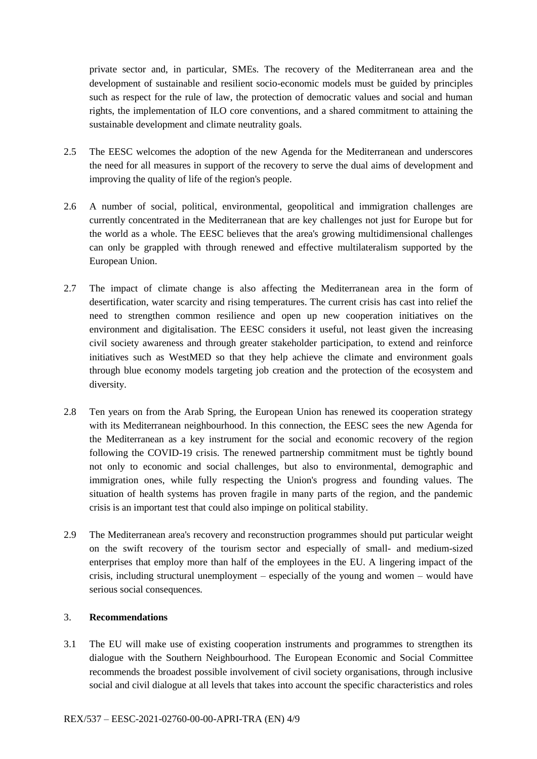private sector and, in particular, SMEs. The recovery of the Mediterranean area and the development of sustainable and resilient socio-economic models must be guided by principles such as respect for the rule of law, the protection of democratic values and social and human rights, the implementation of ILO core conventions, and a shared commitment to attaining the sustainable development and climate neutrality goals.

2.5 The EESC welcomes the adoption of the new Agenda for the Mediterranean and underscores the need for all measures in support of the recovery to serve the dual aims of development and improving the quality of life of the region's people.

2.6 A number of social, political, environmental, geopolitical and immigration challenges are currently concentrated in the Mediterranean that are key challenges not just for Europe but for the world as a whole. The EESC believes that the area's growing multidimensional challenges can only be grappled with through renewed and effective multilateralism supported by the European Union.

2.7 The impact of climate change is also affecting the Mediterranean area in the form of desertification, water scarcity and rising temperatures. The current crisis has cast into relief the need to strengthen common resilience and open up new cooperation initiatives on the environment and digitalisation. The EESC considers it useful, not least given the increasing civil society awareness and through greater stakeholder participation, to extend and reinforce initiatives such as WestMED so that they help achieve the climate and environment goals through blue economy models targeting job creation and the protection of the ecosystem and diversity.

2.8 Ten years on from the Arab Spring, the European Union has renewed its cooperation strategy with its Mediterranean neighbourhood. In this connection, the EESC sees the new Agenda for the Mediterranean as a key instrument for the social and economic recovery of the region following the COVID-19 crisis. The renewed partnership commitment must be tightly bound not only to economic and social challenges, but also to environmental, demographic and immigration ones, while fully respecting the Union's progress and founding values. The situation of health systems has proven fragile in many parts of the region, and the pandemic crisis is an important test that could also impinge on political stability.

2.9 The Mediterranean area's recovery and reconstruction programmes should put particular weight on the swift recovery of the tourism sector and especially of small- and medium-sized enterprises that employ more than half of the employees in the EU. A lingering impact of the crisis, including structural unemployment – especially of the young and women – would have serious social consequences.

## 3. Recommendations

3.1 The EU will make use of existing cooperation instruments and programmes to strengthen its dialogue with the Southern Neighbourhood. The European Economic and Social Committee recommends the broadest possible involvement of civil society organisations, through inclusive social and civil dialogue at all levels that takes into account the specific characteristics and roles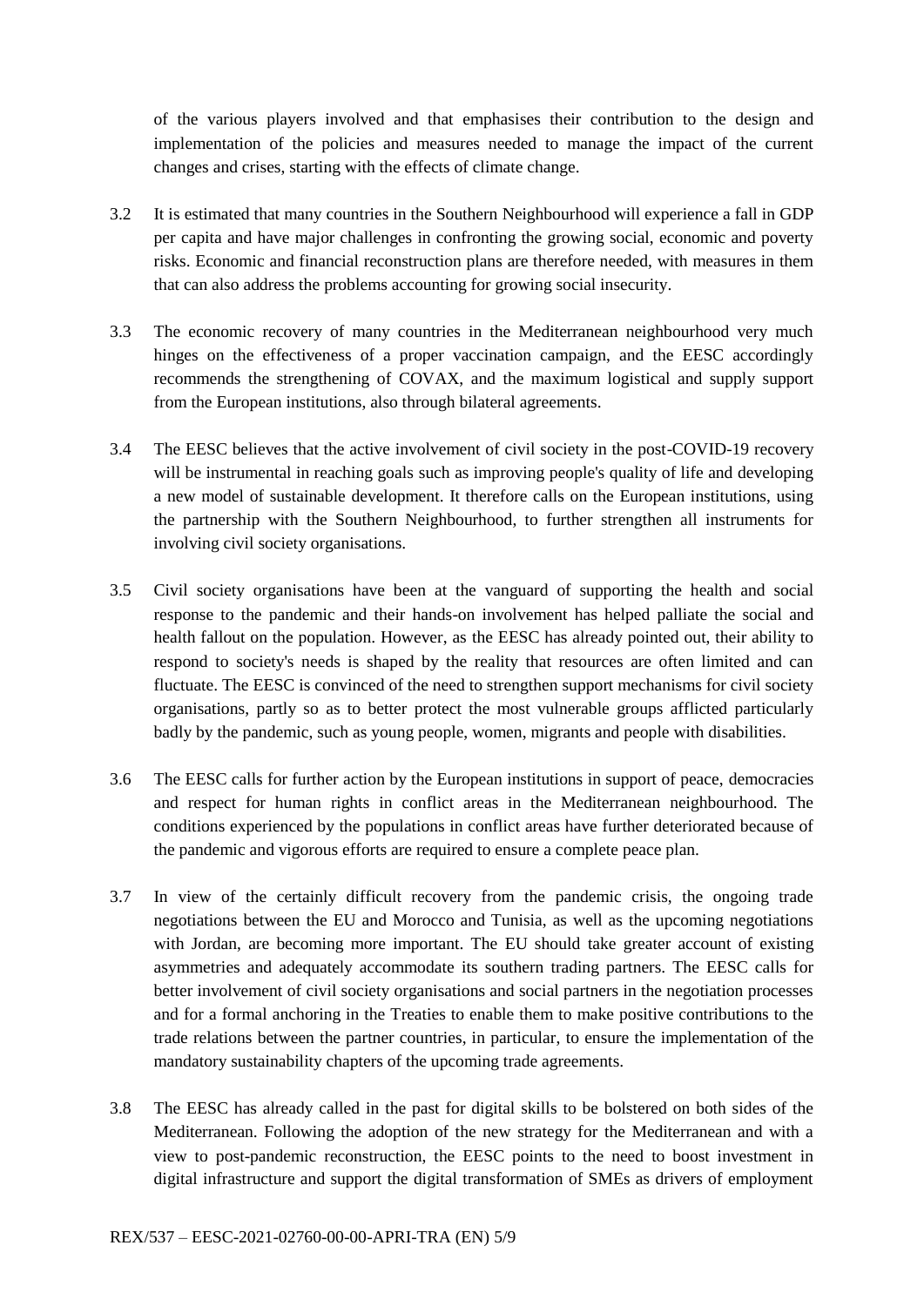of the various players involved and that emphasises their contribution to the design and implementation of the policies and measures needed to manage the impact of the current changes and crises, starting with the effects of climate change.

3.2 It is estimated that many countries in the Southern Neighbourhood will experience a fall in GDP per capita and have major challenges in confronting the growing social, economic and poverty risks. Economic and financial reconstruction plans are therefore needed, with measures in them that can also address the problems accounting for growing social insecurity.

3.3 The economic recovery of many countries in the Mediterranean neighbourhood very much hinges on the effectiveness of a proper vaccination campaign, and the EESC accordingly recommends the strengthening of COVAX, and the maximum logistical and supply support from the European institutions, also through bilateral agreements.

3.4 The EESC believes that the active involvement of civil society in the post-COVID-19 recovery will be instrumental in reaching goals such as improving people's quality of life and developing a new model of sustainable development. It therefore calls on the European institutions, using the partnership with the Southern Neighbourhood, to further strengthen all instruments for involving civil society organisations.

3.5 Civil society organisations have been at the vanguard of supporting the health and social response to the pandemic and their hands-on involvement has helped palliate the social and health fallout on the population. However, as the EESC has already pointed out, their ability to respond to society's needs is shaped by the reality that resources are often limited and can fluctuate. The EESC is convinced of the need to strengthen support mechanisms for civil society organisations, partly so as to better protect the most vulnerable groups afflicted particularly badly by the pandemic, such as young people, women, migrants and people with disabilities.

3.6 The EESC calls for further action by the European institutions in support of peace, democracies and respect for human rights in conflict areas in the Mediterranean neighbourhood. The conditions experienced by the populations in conflict areas have further deteriorated because of the pandemic and vigorous efforts are required to ensure a complete peace plan.

3.7 In view of the certainly difficult recovery from the pandemic crisis, the ongoing trade negotiations between the EU and Morocco and Tunisia, as well as the upcoming negotiations with Jordan, are becoming more important. The EU should take greater account of existing asymmetries and adequately accommodate its southern trading partners. The EESC calls for better involvement of civil society organisations and social partners in the negotiation processes and for a formal anchoring in the Treaties to enable them to make positive contributions to the trade relations between the partner countries, in particular, to ensure the implementation of the mandatory sustainability chapters of the upcoming trade agreements.

3.8 The EESC has already called in the past for digital skills to be bolstered on both sides of the Mediterranean. Following the adoption of the new strategy for the Mediterranean and with a view to post-pandemic reconstruction, the EESC points to the need to boost investment in digital infrastructure and support the digital transformation of SMEs as drivers of employment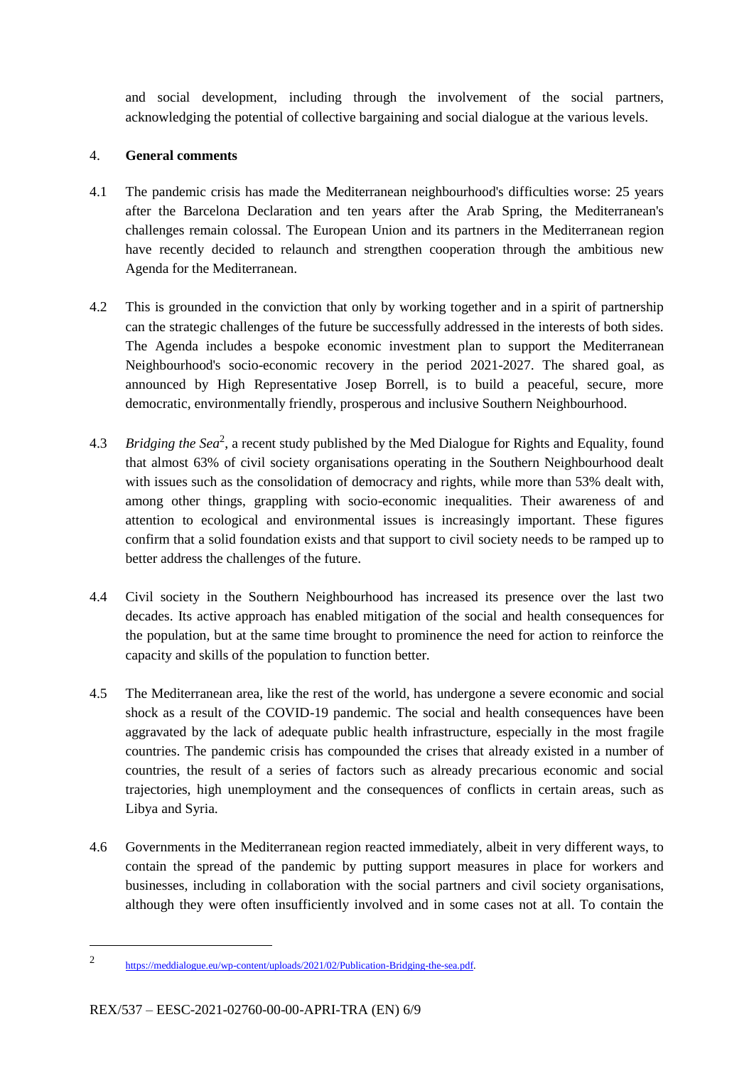and social development, including through the involvement of the social partners, acknowledging the potential of collective bargaining and social dialogue at the various levels.

## 4. General comments

4.1 The pandemic crisis has made the Mediterranean neighbourhood's difficulties worse: 25 years after the Barcelona Declaration and ten years after the Arab Spring, the Mediterranean's challenges remain colossal. The European Union and its partners in the Mediterranean region have recently decided to relaunch and strengthen cooperation through the ambitious new Agenda for the Mediterranean.

4.2 This is grounded in the conviction that only by working together and in a spirit of partnership can the strategic challenges of the future be successfully addressed in the interests of both sides. The Agenda includes a bespoke economic investment plan to support the Mediterranean Neighbourhood's socio-economic recovery in the period 2021-2027. The shared goal, as announced by High Representative Josep Borrell, is to build a peaceful, secure, more democratic, environmentally friendly, prosperous and inclusive Southern Neighbourhood.

4.3 *Bridging the Sea*[2], a recent study published by the Med Dialogue for Rights and Equality, found that almost 63% of civil society organisations operating in the Southern Neighbourhood dealt with issues such as the consolidation of democracy and rights, while more than 53% dealt with, among other things, grappling with socio-economic inequalities. Their awareness of and attention to ecological and environmental issues is increasingly important. These figures confirm that a solid foundation exists and that support to civil society needs to be ramped up to better address the challenges of the future.

4.4 Civil society in the Southern Neighbourhood has increased its presence over the last two decades. Its active approach has enabled mitigation of the social and health consequences for the population, but at the same time brought to prominence the need for action to reinforce the capacity and skills of the population to function better.

4.5 The Mediterranean area, like the rest of the world, has undergone a severe economic and social shock as a result of the COVID-19 pandemic. The social and health consequences have been aggravated by the lack of adequate public health infrastructure, especially in the most fragile countries. The pandemic crisis has compounded the crises that already existed in a number of countries, the result of a series of factors such as already precarious economic and social trajectories, high unemployment and the consequences of conflicts in certain areas, such as Libya and Syria.

4.6 Governments in the Mediterranean region reacted immediately, albeit in very different ways, to contain the spread of the pandemic by putting support measures in place for workers and businesses, including in collaboration with the social partners and civil society organisations, although they were often insufficiently involved and in some cases not at all. To contain the

---

[2] https://meddialogue.eu/wp-content/uploads/2021/02/Publication-Bridging-the-sea.pdf.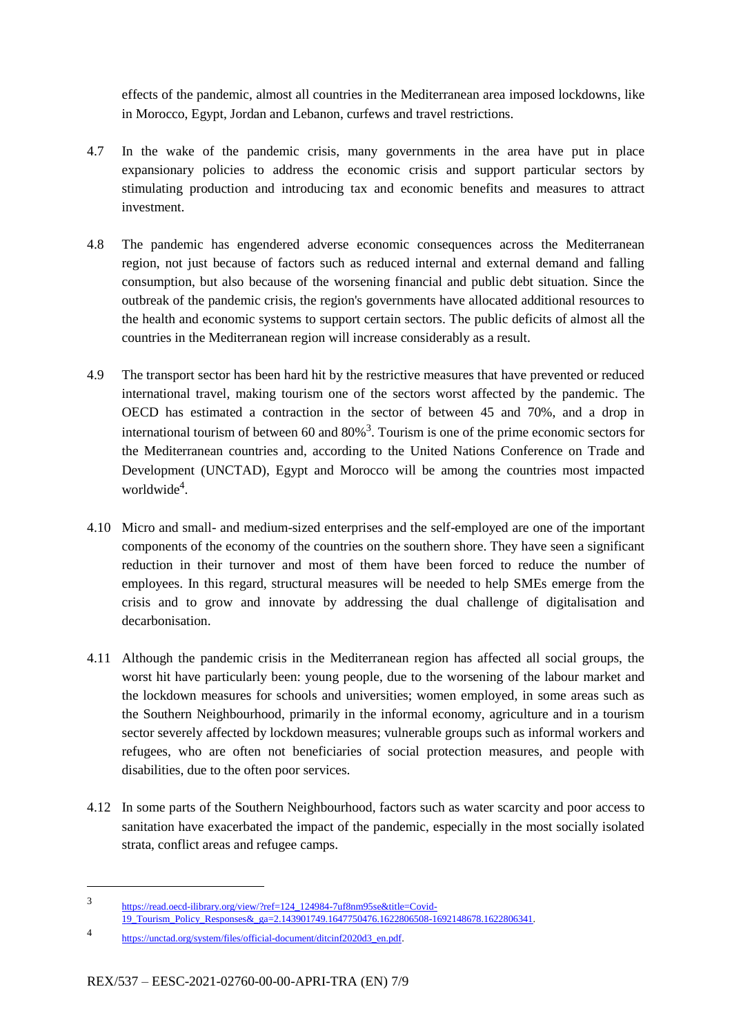effects of the pandemic, almost all countries in the Mediterranean area imposed lockdowns, like in Morocco, Egypt, Jordan and Lebanon, curfews and travel restrictions.

4.7 In the wake of the pandemic crisis, many governments in the area have put in place expansionary policies to address the economic crisis and support particular sectors by stimulating production and introducing tax and economic benefits and measures to attract investment.

4.8 The pandemic has engendered adverse economic consequences across the Mediterranean region, not just because of factors such as reduced internal and external demand and falling consumption, but also because of the worsening financial and public debt situation. Since the outbreak of the pandemic crisis, the region's governments have allocated additional resources to the health and economic systems to support certain sectors. The public deficits of almost all the countries in the Mediterranean region will increase considerably as a result.

4.9 The transport sector has been hard hit by the restrictive measures that have prevented or reduced international travel, making tourism one of the sectors worst affected by the pandemic. The OECD has estimated a contraction in the sector of between 45 and 70%, and a drop in international tourism of between 60 and 80%[3]. Tourism is one of the prime economic sectors for the Mediterranean countries and, according to the United Nations Conference on Trade and Development (UNCTAD), Egypt and Morocco will be among the countries most impacted worldwide[4].

4.10 Micro and small- and medium-sized enterprises and the self-employed are one of the important components of the economy of the countries on the southern shore. They have seen a significant reduction in their turnover and most of them have been forced to reduce the number of employees. In this regard, structural measures will be needed to help SMEs emerge from the crisis and to grow and innovate by addressing the dual challenge of digitalisation and decarbonisation.

4.11 Although the pandemic crisis in the Mediterranean region has affected all social groups, the worst hit have particularly been: young people, due to the worsening of the labour market and the lockdown measures for schools and universities; women employed, in some areas such as the Southern Neighbourhood, primarily in the informal economy, agriculture and in a tourism sector severely affected by lockdown measures; vulnerable groups such as informal workers and refugees, who are often not beneficiaries of social protection measures, and people with disabilities, due to the often poor services.

4.12 In some parts of the Southern Neighbourhood, factors such as water scarcity and poor access to sanitation have exacerbated the impact of the pandemic, especially in the most socially isolated strata, conflict areas and refugee camps.

---

3 https://read.oecd-ilibrary.org/view/?ref=124_124984-7uf8nm95se&title=Covid-19_Tourism_Policy_Responses&_ga=2.143901749.1647750476.1622806508-1692148678.1622806341.

4 https://unctad.org/system/files/official-document/ditcinf2020d3_en.pdf.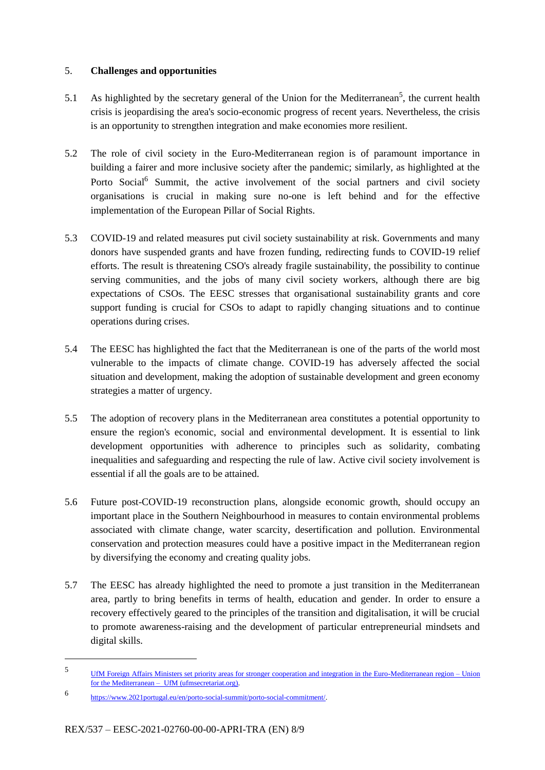## 5. **Challenges and opportunities**

5.1 As highlighted by the secretary general of the Union for the Mediterranean[5], the current health crisis is jeopardising the area's socio-economic progress of recent years. Nevertheless, the crisis is an opportunity to strengthen integration and make economies more resilient.

5.2 The role of civil society in the Euro-Mediterranean region is of paramount importance in building a fairer and more inclusive society after the pandemic; similarly, as highlighted at the Porto Social[6] Summit, the active involvement of the social partners and civil society organisations is crucial in making sure no-one is left behind and for the effective implementation of the European Pillar of Social Rights.

5.3 COVID-19 and related measures put civil society sustainability at risk. Governments and many donors have suspended grants and have frozen funding, redirecting funds to COVID-19 relief efforts. The result is threatening CSO's already fragile sustainability, the possibility to continue serving communities, and the jobs of many civil society workers, although there are big expectations of CSOs. The EESC stresses that organisational sustainability grants and core support funding is crucial for CSOs to adapt to rapidly changing situations and to continue operations during crises.

5.4 The EESC has highlighted the fact that the Mediterranean is one of the parts of the world most vulnerable to the impacts of climate change. COVID-19 has adversely affected the social situation and development, making the adoption of sustainable development and green economy strategies a matter of urgency.

5.5 The adoption of recovery plans in the Mediterranean area constitutes a potential opportunity to ensure the region's economic, social and environmental development. It is essential to link development opportunities with adherence to principles such as solidarity, combating inequalities and safeguarding and respecting the rule of law. Active civil society involvement is essential if all the goals are to be attained.

5.6 Future post-COVID-19 reconstruction plans, alongside economic growth, should occupy an important place in the Southern Neighbourhood in measures to contain environmental problems associated with climate change, water scarcity, desertification and pollution. Environmental conservation and protection measures could have a positive impact in the Mediterranean region by diversifying the economy and creating quality jobs.

5.7 The EESC has already highlighted the need to promote a just transition in the Mediterranean area, partly to bring benefits in terms of health, education and gender. In order to ensure a recovery effectively geared to the principles of the transition and digitalisation, it will be crucial to promote awareness-raising and the development of particular entrepreneurial mindsets and digital skills.

---

[5] UfM Foreign Affairs Ministers set priority areas for stronger cooperation and integration in the Euro-Mediterranean region – Union for the Mediterranean – UfM (ufmsecretariat.org).

[6] https://www.2021portugal.eu/en/porto-social-summit/porto-social-commitment/.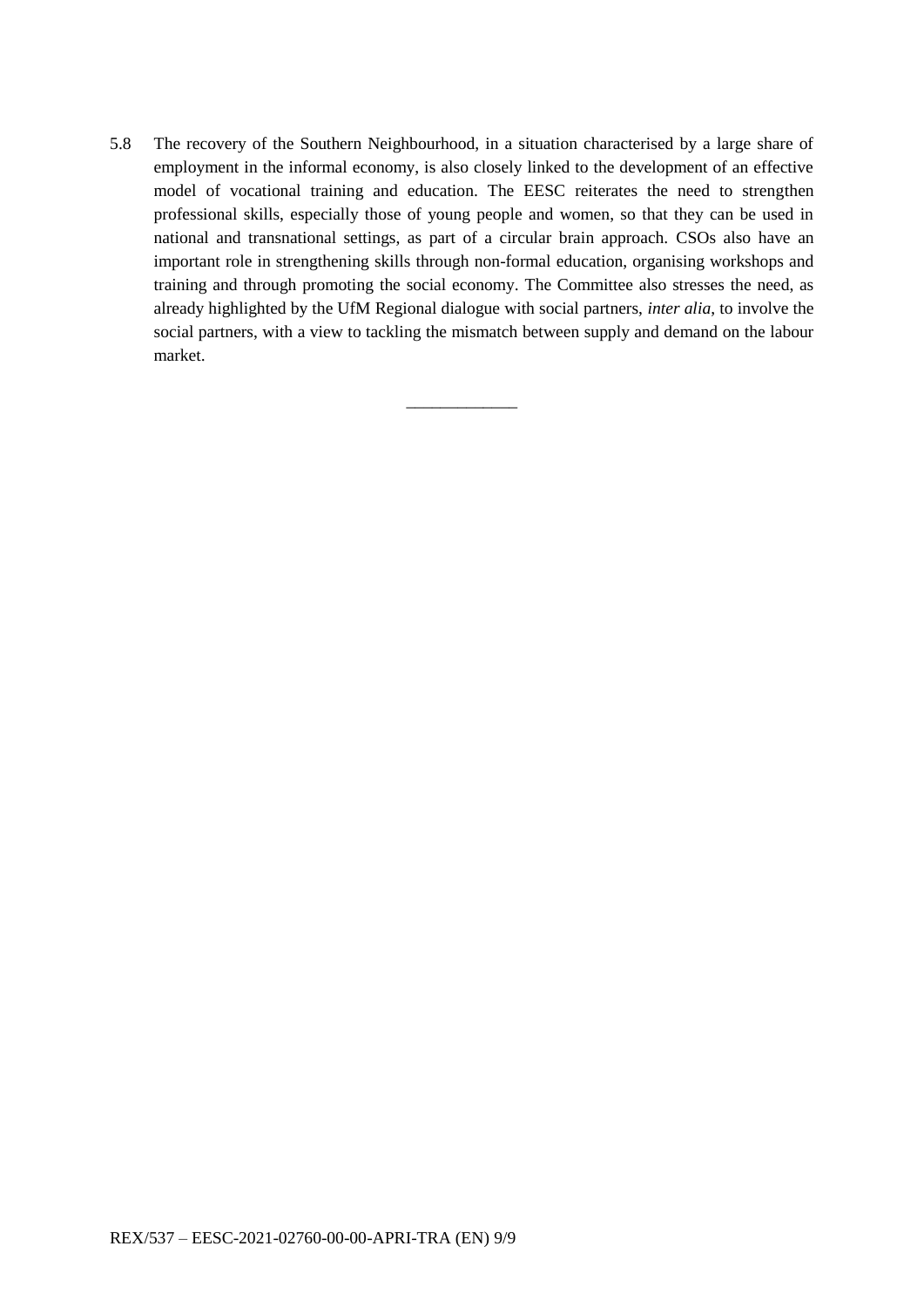5.8 The recovery of the Southern Neighbourhood, in a situation characterised by a large share of employment in the informal economy, is also closely linked to the development of an effective model of vocational training and education. The EESC reiterates the need to strengthen professional skills, especially those of young people and women, so that they can be used in national and transnational settings, as part of a circular brain approach. CSOs also have an important role in strengthening skills through non-formal education, organising workshops and training and through promoting the social economy. The Committee also stresses the need, as already highlighted by the UfM Regional dialogue with social partners, *inter alia*, to involve the social partners, with a view to tackling the mismatch between supply and demand on the labour market.

_____________